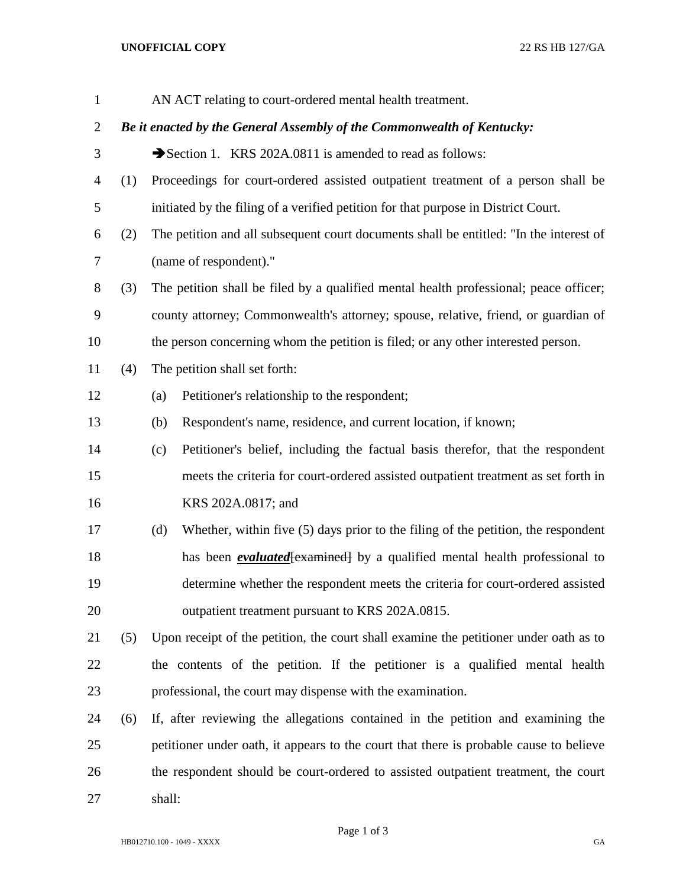AN ACT relating to court-ordered mental health treatment.

***Be it enacted by the General Assembly of the Commonwealth of Kentucky:***

➔Section 1. KRS 202A.0811 is amended to read as follows:

(1) Proceedings for court-ordered assisted outpatient treatment of a person shall be initiated by the filing of a verified petition for that purpose in District Court.

(2) The petition and all subsequent court documents shall be entitled: "In the interest of (name of respondent)."

(3) The petition shall be filed by a qualified mental health professional; peace officer; county attorney; Commonwealth's attorney; spouse, relative, friend, or guardian of the person concerning whom the petition is filed; or any other interested person.

(4) The petition shall set forth:

(a) Petitioner's relationship to the respondent;

(b) Respondent's name, residence, and current location, if known;

(c) Petitioner's belief, including the factual basis therefor, that the respondent meets the criteria for court-ordered assisted outpatient treatment as set forth in KRS 202A.0817; and

(d) Whether, within five (5) days prior to the filing of the petition, the respondent has been ***evaluated***~~[examined]~~ by a qualified mental health professional to determine whether the respondent meets the criteria for court-ordered assisted outpatient treatment pursuant to KRS 202A.0815.

(5) Upon receipt of the petition, the court shall examine the petitioner under oath as to the contents of the petition. If the petitioner is a qualified mental health professional, the court may dispense with the examination.

(6) If, after reviewing the allegations contained in the petition and examining the petitioner under oath, it appears to the court that there is probable cause to believe the respondent should be court-ordered to assisted outpatient treatment, the court shall: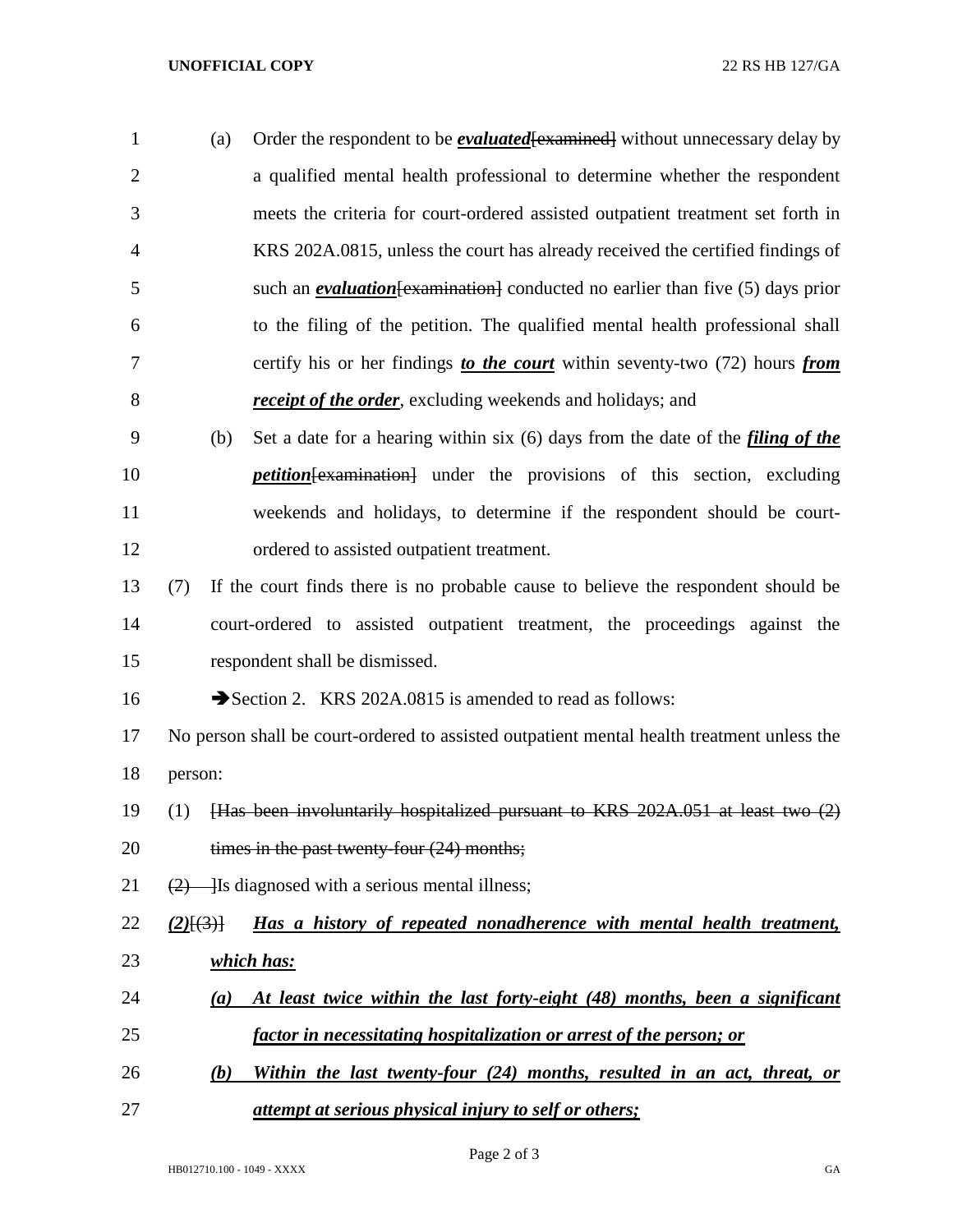(a) Order the respondent to be ***evaluated***[examined] without unnecessary delay by a qualified mental health professional to determine whether the respondent meets the criteria for court-ordered assisted outpatient treatment set forth in KRS 202A.0815, unless the court has already received the certified findings of such an ***evaluation***[examination] conducted no earlier than five (5) days prior to the filing of the petition. The qualified mental health professional shall certify his or her findings ***to the court*** within seventy-two (72) hours ***from receipt of the order***, excluding weekends and holidays; and

(b) Set a date for a hearing within six (6) days from the date of the ***filing of the petition***[examination] under the provisions of this section, excluding weekends and holidays, to determine if the respondent should be court-ordered to assisted outpatient treatment.

(7) If the court finds there is no probable cause to believe the respondent should be court-ordered to assisted outpatient treatment, the proceedings against the respondent shall be dismissed.

➔Section 2. KRS 202A.0815 is amended to read as follows:

No person shall be court-ordered to assisted outpatient mental health treatment unless the person:

(1) [Has been involuntarily hospitalized pursuant to KRS 202A.051 at least two (2) times in the past twenty-four (24) months;

(2) ]Is diagnosed with a serious mental illness;

***(2)***[(3)] ***Has a history of repeated nonadherence with mental health treatment, which has:***

***(a) At least twice within the last forty-eight (48) months, been a significant factor in necessitating hospitalization or arrest of the person; or***

***(b) Within the last twenty-four (24) months, resulted in an act, threat, or attempt at serious physical injury to self or others;***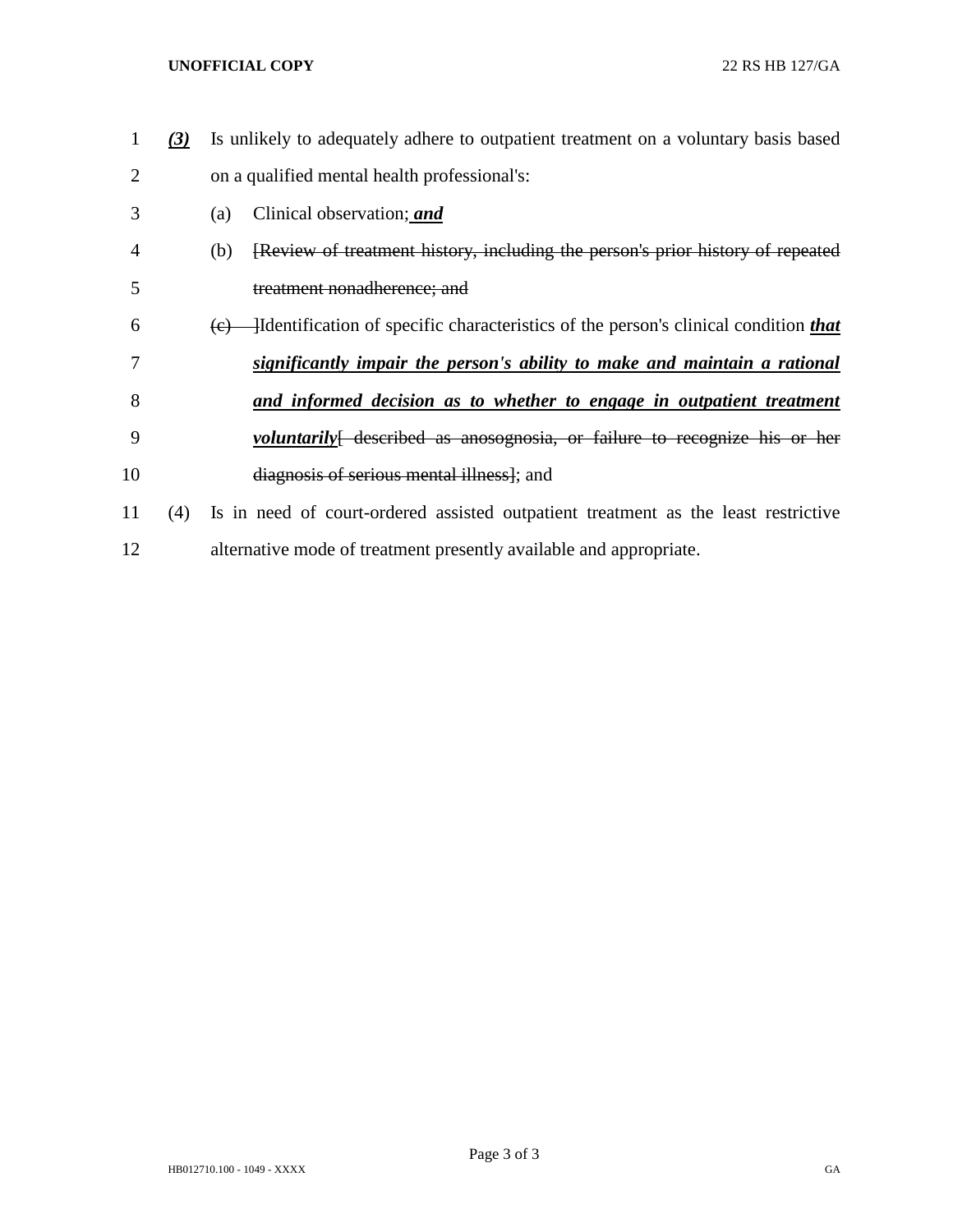***(3)*** Is unlikely to adequately adhere to outpatient treatment on a voluntary basis based on a qualified mental health professional's:

(a) Clinical observation; ***and***

(b) ~~[Review of treatment history, including the person's prior history of repeated treatment nonadherence; and~~

~~(c)~~ ~~]~~Identification of specific characteristics of the person's clinical condition ***that significantly impair the person's ability to make and maintain a rational and informed decision as to whether to engage in outpatient treatment voluntarily***~~[ described as anosognosia, or failure to recognize his or her diagnosis of serious mental illness]~~; and

(4) Is in need of court-ordered assisted outpatient treatment as the least restrictive alternative mode of treatment presently available and appropriate.